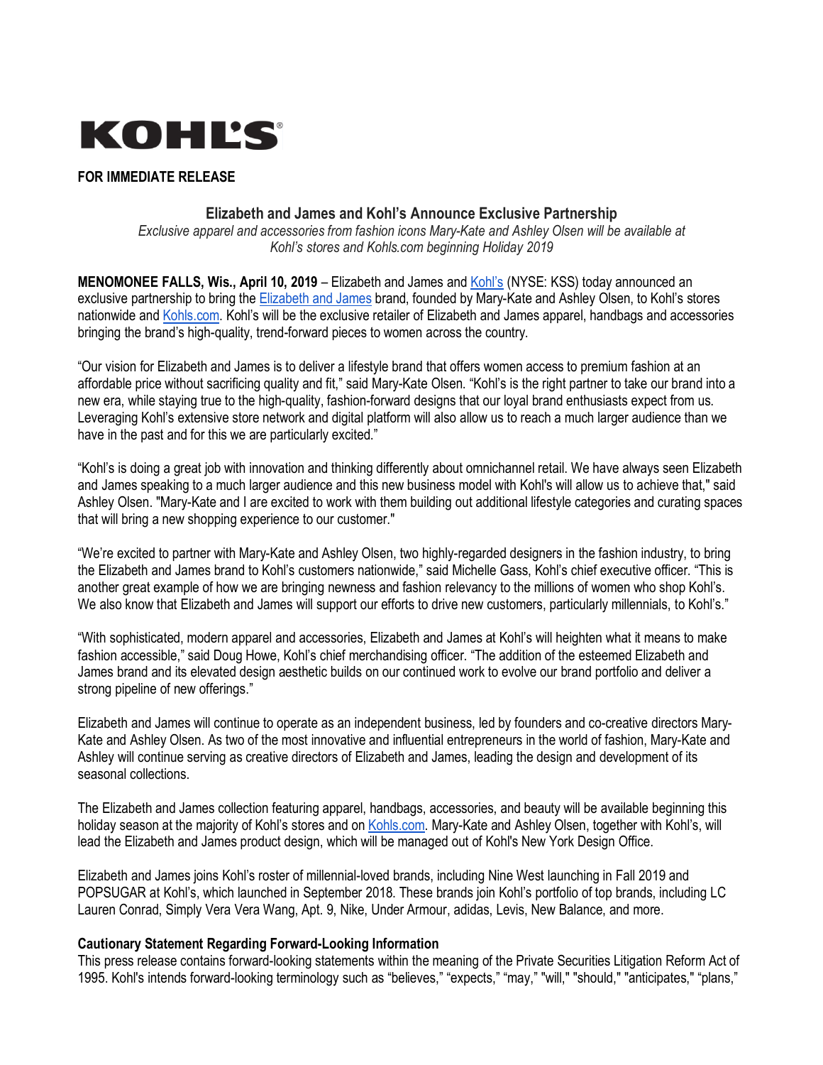# KOHL'S

**FOR IMMEDIATE RELEASE**

## Elizabeth and James and Kohl's Announce Exclusive Partnership

*Exclusive apparel and accessories from fashion icons Mary-Kate and Ashley Olsen will be available at Kohl's stores and Kohls.com beginning Holiday 2019*

**MENOMONEE FALLS, Wis., April 10, 2019** – Elizabeth and James and Kohl's (NYSE: KSS) today announced an exclusive partnership to bring the Elizabeth and James brand, founded by Mary-Kate and Ashley Olsen, to Kohl's stores nationwide and Kohls.com. Kohl's will be the exclusive retailer of Elizabeth and James apparel, handbags and accessories bringing the brand's high-quality, trend-forward pieces to women across the country.

"Our vision for Elizabeth and James is to deliver a lifestyle brand that offers women access to premium fashion at an affordable price without sacrificing quality and fit," said Mary-Kate Olsen. "Kohl's is the right partner to take our brand into a new era, while staying true to the high-quality, fashion-forward designs that our loyal brand enthusiasts expect from us. Leveraging Kohl's extensive store network and digital platform will also allow us to reach a much larger audience than we have in the past and for this we are particularly excited."

"Kohl's is doing a great job with innovation and thinking differently about omnichannel retail. We have always seen Elizabeth and James speaking to a much larger audience and this new business model with Kohl's will allow us to achieve that," said Ashley Olsen. "Mary-Kate and I are excited to work with them building out additional lifestyle categories and curating spaces that will bring a new shopping experience to our customer."

"We're excited to partner with Mary-Kate and Ashley Olsen, two highly-regarded designers in the fashion industry, to bring the Elizabeth and James brand to Kohl's customers nationwide," said Michelle Gass, Kohl's chief executive officer. "This is another great example of how we are bringing newness and fashion relevancy to the millions of women who shop Kohl's. We also know that Elizabeth and James will support our efforts to drive new customers, particularly millennials, to Kohl's."

"With sophisticated, modern apparel and accessories, Elizabeth and James at Kohl's will heighten what it means to make fashion accessible," said Doug Howe, Kohl's chief merchandising officer. "The addition of the esteemed Elizabeth and James brand and its elevated design aesthetic builds on our continued work to evolve our brand portfolio and deliver a strong pipeline of new offerings."

Elizabeth and James will continue to operate as an independent business, led by founders and co-creative directors Mary-Kate and Ashley Olsen. As two of the most innovative and influential entrepreneurs in the world of fashion, Mary-Kate and Ashley will continue serving as creative directors of Elizabeth and James, leading the design and development of its seasonal collections.

The Elizabeth and James collection featuring apparel, handbags, accessories, and beauty will be available beginning this holiday season at the majority of Kohl's stores and on Kohls.com. Mary-Kate and Ashley Olsen, together with Kohl's, will lead the Elizabeth and James product design, which will be managed out of Kohl's New York Design Office.

Elizabeth and James joins Kohl's roster of millennial-loved brands, including Nine West launching in Fall 2019 and POPSUGAR at Kohl's, which launched in September 2018. These brands join Kohl's portfolio of top brands, including LC Lauren Conrad, Simply Vera Vera Wang, Apt. 9, Nike, Under Armour, adidas, Levis, New Balance, and more.

**Cautionary Statement Regarding Forward-Looking Information**

This press release contains forward-looking statements within the meaning of the Private Securities Litigation Reform Act of 1995. Kohl's intends forward-looking terminology such as "believes," "expects," "may," "will," "should," "anticipates," "plans,"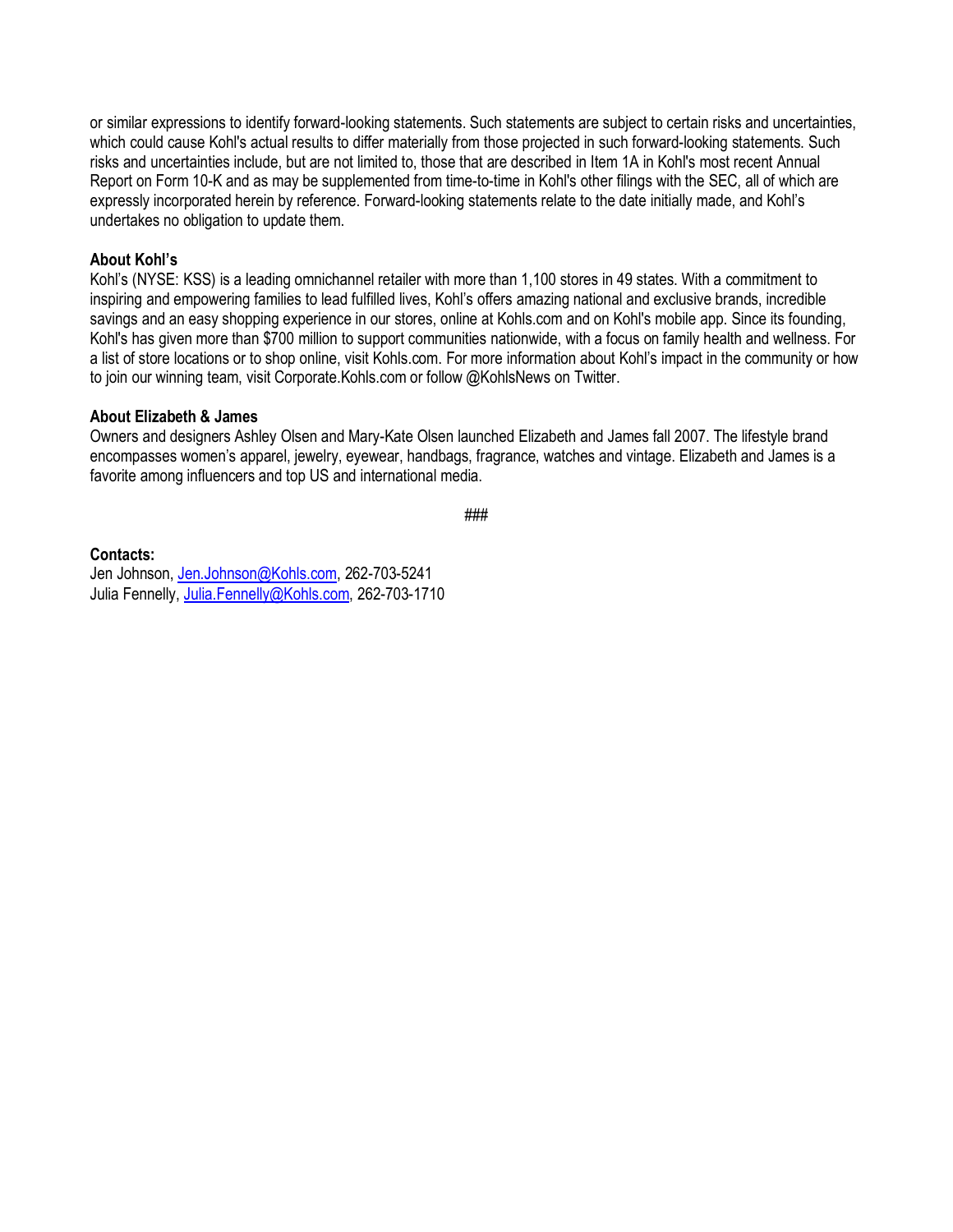or similar expressions to identify forward-looking statements. Such statements are subject to certain risks and uncertainties, which could cause Kohl's actual results to differ materially from those projected in such forward-looking statements. Such risks and uncertainties include, but are not limited to, those that are described in Item 1A in Kohl's most recent Annual Report on Form 10-K and as may be supplemented from time-to-time in Kohl's other filings with the SEC, all of which are expressly incorporated herein by reference. Forward-looking statements relate to the date initially made, and Kohl's undertakes no obligation to update them.

**About Kohl's**

Kohl's (NYSE: KSS) is a leading omnichannel retailer with more than 1,100 stores in 49 states. With a commitment to inspiring and empowering families to lead fulfilled lives, Kohl's offers amazing national and exclusive brands, incredible savings and an easy shopping experience in our stores, online at Kohls.com and on Kohl's mobile app. Since its founding, Kohl's has given more than $700 million to support communities nationwide, with a focus on family health and wellness. For a list of store locations or to shop online, visit Kohls.com. For more information about Kohl's impact in the community or how to join our winning team, visit Corporate.Kohls.com or follow @KohlsNews on Twitter.

**About Elizabeth & James**

Owners and designers Ashley Olsen and Mary-Kate Olsen launched Elizabeth and James fall 2007. The lifestyle brand encompasses women's apparel, jewelry, eyewear, handbags, fragrance, watches and vintage. Elizabeth and James is a favorite among influencers and top US and international media.

###

**Contacts:**

Jen Johnson, Jen.Johnson@Kohls.com, 262-703-5241

Julia Fennelly, Julia.Fennelly@Kohls.com, 262-703-1710